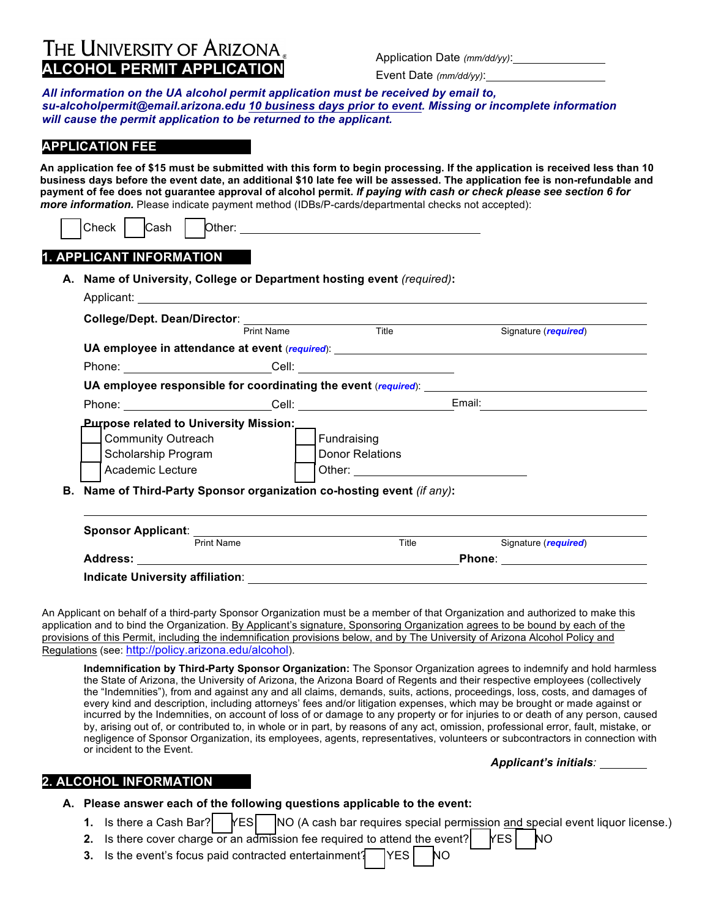# THE UNIVERSITY OF ARIZONA®
## ALCOHOL PERMIT APPLICATION

Application Date *(mm/dd/yy)*: ______________

Event Date *(mm/dd/yy)*: ______________

***All information on the UA alcohol permit application must be received by email to, su-alcoholpermit@email.arizona.edu 10 business days prior to event. Missing or incomplete information will cause the permit application to be returned to the applicant.***

## APPLICATION FEE

**An application fee of $15 must be submitted with this form to begin processing. If the application is received less than 10 business days before the event date, an additional $10 late fee will be assessed. The application fee is non-refundable and payment of fee does not guarantee approval of alcohol permit.** ***If paying with cash or check please see section 6 for more information.*** Please indicate payment method (IDBs/P-cards/departmental checks not accepted):

☐ Check ☐ Cash ☐ Other: ______________________________

## 1. APPLICANT INFORMATION

**A. Name of University, College or Department hosting event** *(required)***:**

Applicant: ______________________________________________

**College/Dept. Dean/Director**: ______________________________________________

Print Name | Title | Signature (***required***)

**UA employee in attendance at event** (***required***): ______________________________

Phone: ______________________ Cell: ______________________

**UA employee responsible for coordinating the event** (***required***): ______________________________

Phone: ______________________ Cell: ______________________ Email: ______________________

**Purpose related to University Mission:**

☐ Community Outreach ☐ Fundraising
☐ Scholarship Program ☐ Donor Relations
☐ Academic Lecture ☐ Other: ______________________

**B. Name of Third-Party Sponsor organization co-hosting event** *(if any)***:**

______________________________________________

**Sponsor Applicant**: ______________________________________________

Print Name | Title | Signature (***required***)

**Address:** ______________________________________________ **Phone**: ______________________

**Indicate University affiliation**: ______________________________________________

An Applicant on behalf of a third-party Sponsor Organization must be a member of that Organization and authorized to make this application and to bind the Organization. By Applicant's signature, Sponsoring Organization agrees to be bound by each of the provisions of this Permit, including the indemnification provisions below, and by The University of Arizona Alcohol Policy and Regulations (see: http://policy.arizona.edu/alcohol).

**Indemnification by Third-Party Sponsor Organization:** The Sponsor Organization agrees to indemnify and hold harmless the State of Arizona, the University of Arizona, the Arizona Board of Regents and their respective employees (collectively the "Indemnities"), from and against any and all claims, demands, suits, actions, proceedings, loss, costs, and damages of every kind and description, including attorneys' fees and/or litigation expenses, which may be brought or made against or incurred by the Indemnities, on account of loss of or damage to any property or for injuries to or death of any person, caused by, arising out of, or contributed to, in whole or in part, by reasons of any act, omission, professional error, fault, mistake, or negligence of Sponsor Organization, its employees, agents, representatives, volunteers or subcontractors in connection with or incident to the Event.

***Applicant's initials***: ________

## 2. ALCOHOL INFORMATION

**A. Please answer each of the following questions applicable to the event:**

1. Is there a Cash Bar? ☐ YES ☐ NO (A cash bar requires special permission and special event liquor license.)
2. Is there cover charge or an admission fee required to attend the event? ☐ YES ☐ NO
3. Is the event's focus paid contracted entertainment? ☐ YES ☐ NO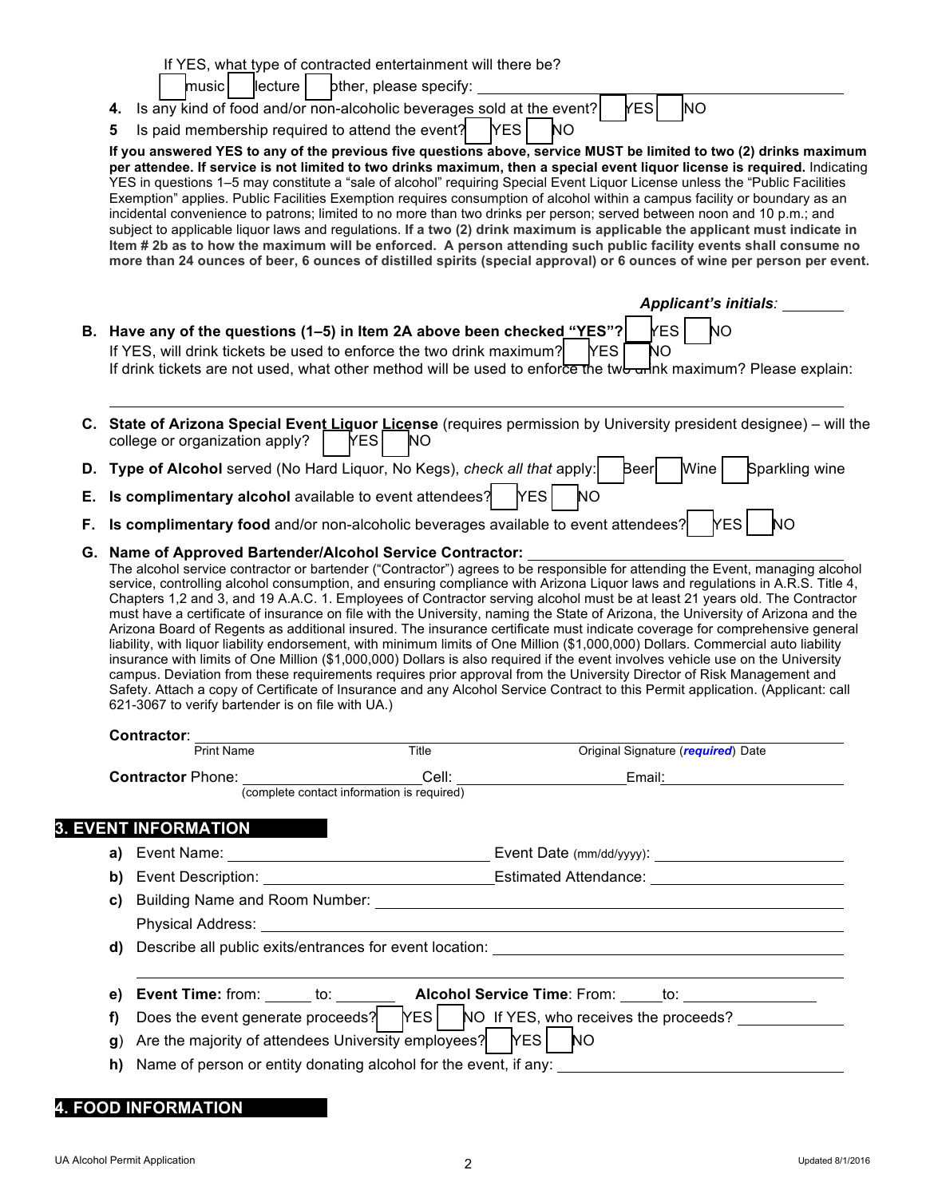If YES, what type of contracted entertainment will there be?

☐ music ☐ lecture ☐ other, please specify: ____________________

4. Is any kind of food and/or non-alcoholic beverages sold at the event? ☐ YES ☐ NO

5 Is paid membership required to attend the event? ☐ YES ☐ NO

**If you answered YES to any of the previous five questions above, service MUST be limited to two (2) drinks maximum per attendee. If service is not limited to two drinks maximum, then a special event liquor license is required.** Indicating YES in questions 1–5 may constitute a "sale of alcohol" requiring Special Event Liquor License unless the "Public Facilities Exemption" applies. Public Facilities Exemption requires consumption of alcohol within a campus facility or boundary as an incidental convenience to patrons; limited to no more than two drinks per person; served between noon and 10 p.m.; and subject to applicable liquor laws and regulations. **If a two (2) drink maximum is applicable the applicant must indicate in Item # 2b as to how the maximum will be enforced. A person attending such public facility events shall consume no more than 24 ounces of beer, 6 ounces of distilled spirits (special approval) or 6 ounces of wine per person per event.**

***Applicant's initials:*** ________

**B. Have any of the questions (1–5) in Item 2A above been checked "YES"?** ☐ YES ☐ NO

If YES, will drink tickets be used to enforce the two drink maximum? ☐ YES ☐ NO

If drink tickets are not used, what other method will be used to enforce the two drink maximum? Please explain:

____________________________________________

**C. State of Arizona Special Event Liquor License** (requires permission by University president designee) – will the college or organization apply? ☐ YES ☐ NO

**D. Type of Alcohol** served (No Hard Liquor, No Kegs), *check all that* apply: ☐ Beer ☐ Wine ☐ Sparkling wine

**E. Is complimentary alcohol** available to event attendees? ☐ YES ☐ NO

**F. Is complimentary food** and/or non-alcoholic beverages available to event attendees? ☐ YES ☐ NO

**G. Name of Approved Bartender/Alcohol Service Contractor:** ____________________

The alcohol service contractor or bartender ("Contractor") agrees to be responsible for attending the Event, managing alcohol service, controlling alcohol consumption, and ensuring compliance with Arizona Liquor laws and regulations in A.R.S. Title 4, Chapters 1,2 and 3, and 19 A.A.C. 1. Employees of Contractor serving alcohol must be at least 21 years old. The Contractor must have a certificate of insurance on file with the University, naming the State of Arizona, the University of Arizona and the Arizona Board of Regents as additional insured. The insurance certificate must indicate coverage for comprehensive general liability, with liquor liability endorsement, with minimum limits of One Million ($1,000,000) Dollars. Commercial auto liability insurance with limits of One Million ($1,000,000) Dollars is also required if the event involves vehicle use on the University campus. Deviation from these requirements requires prior approval from the University Director of Risk Management and Safety. Attach a copy of Certificate of Insurance and any Alcohol Service Contract to this Permit application. (Applicant: call 621-3067 to verify bartender is on file with UA.)

**Contractor**: ____________________________________________

Print Name | Title | Original Signature (***required***) Date

**Contractor** Phone: ____________ Cell: ____________ Email: ____________

(complete contact information is required)

## 3. EVENT INFORMATION

**a)** Event Name: ____________ Event Date (mm/dd/yyyy): ____________

**b)** Event Description: ____________ Estimated Attendance: ____________

**c)** Building Name and Room Number: ____________

Physical Address: ____________

**d)** Describe all public exits/entrances for event location: ____________

____________________________________________

**e)** **Event Time:** from: ______ to: ______ **Alcohol Service Time**: From: ______ to: ______

**f)** Does the event generate proceeds? ☐ YES ☐ NO If YES, who receives the proceeds? ____________

**g)** Are the majority of attendees University employees? ☐ YES ☐ NO

**h)** Name of person or entity donating alcohol for the event, if any: ____________

## 4. FOOD INFORMATION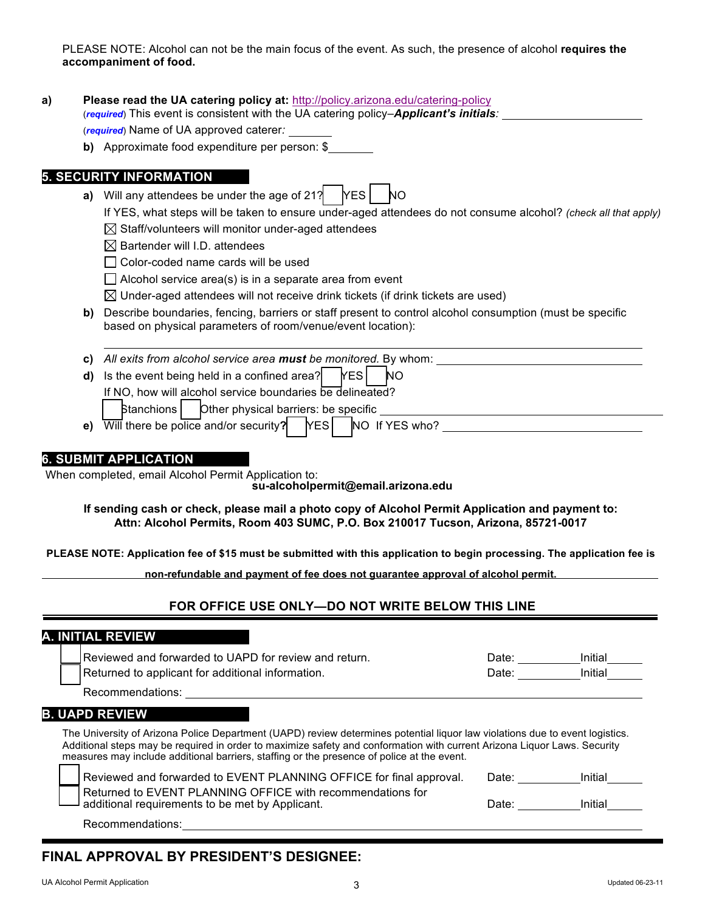PLEASE NOTE: Alcohol can not be the main focus of the event. As such, the presence of alcohol **requires the accompaniment of food.**

**a)** **Please read the UA catering policy at:** http://policy.arizona.edu/catering-policy

(***required***) This event is consistent with the UA catering policy–***Applicant's initials****:* ______________________

(***required***) Name of UA approved caterer*:* ________

**b)** Approximate food expenditure per person: $________

## 5. SECURITY INFORMATION

**a)** Will any attendees be under the age of 21? ☐ YES ☐ NO

If YES, what steps will be taken to ensure under-aged attendees do not consume alcohol? *(check all that apply)*

- ☒ Staff/volunteers will monitor under-aged attendees
- ☒ Bartender will I.D. attendees
- ☐ Color-coded name cards will be used
- ☐ Alcohol service area(s) is in a separate area from event
- ☒ Under-aged attendees will not receive drink tickets (if drink tickets are used)

**b)** Describe boundaries, fencing, barriers or staff present to control alcohol consumption (must be specific based on physical parameters of room/venue/event location):

______________________________________________________________________

**c)** *All exits from alcohol service area* ***must*** *be monitored.* By whom: ______________________

**d)** Is the event being held in a confined area? ☐ YES ☐ NO

If NO, how will alcohol service boundaries be delineated?

☐ Stanchions ☐ Other physical barriers: be specific ______________________

**e)** Will there be police and/or security**?** ☐ YES ☐ NO If YES who? ______________________

## 6. SUBMIT APPLICATION

When completed, email Alcohol Permit Application to:

**su-alcoholpermit@email.arizona.edu**

**If sending cash or check, please mail a photo copy of Alcohol Permit Application and payment to:**
**Attn: Alcohol Permits, Room 403 SUMC, P.O. Box 210017 Tucson, Arizona, 85721-0017**

**PLEASE NOTE: Application fee of $15 must be submitted with this application to begin processing. The application fee is non-refundable and payment of fee does not guarantee approval of alcohol permit.**

### FOR OFFICE USE ONLY—DO NOT WRITE BELOW THIS LINE

## A. INITIAL REVIEW

☐ Reviewed and forwarded to UAPD for review and return. Date: __________ Initial______

☐ Returned to applicant for additional information. Date: __________ Initial______

Recommendations: ______________________________________________

## B. UAPD REVIEW

The University of Arizona Police Department (UAPD) review determines potential liquor law violations due to event logistics. Additional steps may be required in order to maximize safety and conformation with current Arizona Liquor Laws. Security measures may include additional barriers, staffing or the presence of police at the event.

☐ Reviewed and forwarded to EVENT PLANNING OFFICE for final approval. Date: __________ Initial______

☐ Returned to EVENT PLANNING OFFICE with recommendations for additional requirements to be met by Applicant. Date: __________ Initial______

Recommendations: ______________________________________________

## FINAL APPROVAL BY PRESIDENT'S DESIGNEE: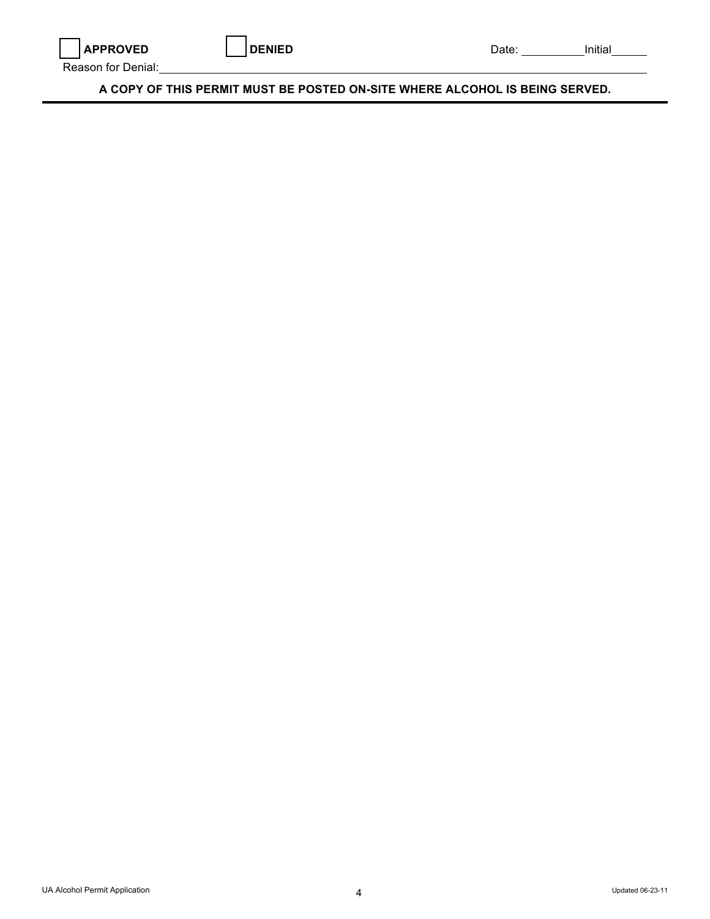☐ **APPROVED** ☐ **DENIED** Date: __________ Initial______

Reason for Denial: ________________________________________________________________________

**A COPY OF THIS PERMIT MUST BE POSTED ON-SITE WHERE ALCOHOL IS BEING SERVED.**

---

UA Alcohol Permit Application Updated 06-23-11